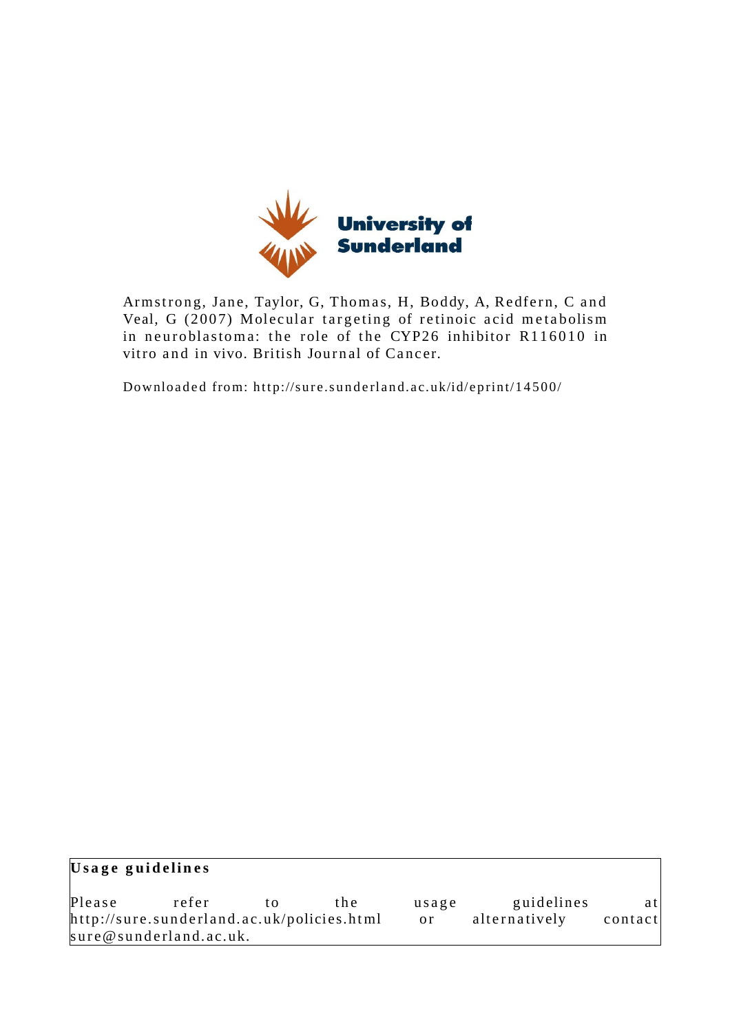University of Sunderland

Armstrong, Jane, Taylor, G, Thomas, H, Boddy, A, Redfern, C and Veal, G (2007) Molecular targeting of retinoic acid metabolism in neuroblastoma: the role of the CYP26 inhibitor R116010 in vitro and in vivo. British Journal of Cancer.

Downloaded from: http://sure.sunderland.ac.uk/id/eprint/14500/

**Usage guidelines**

Please refer to the usage guidelines at http://sure.sunderland.ac.uk/policies.html or alternatively contact sure@sunderland.ac.uk.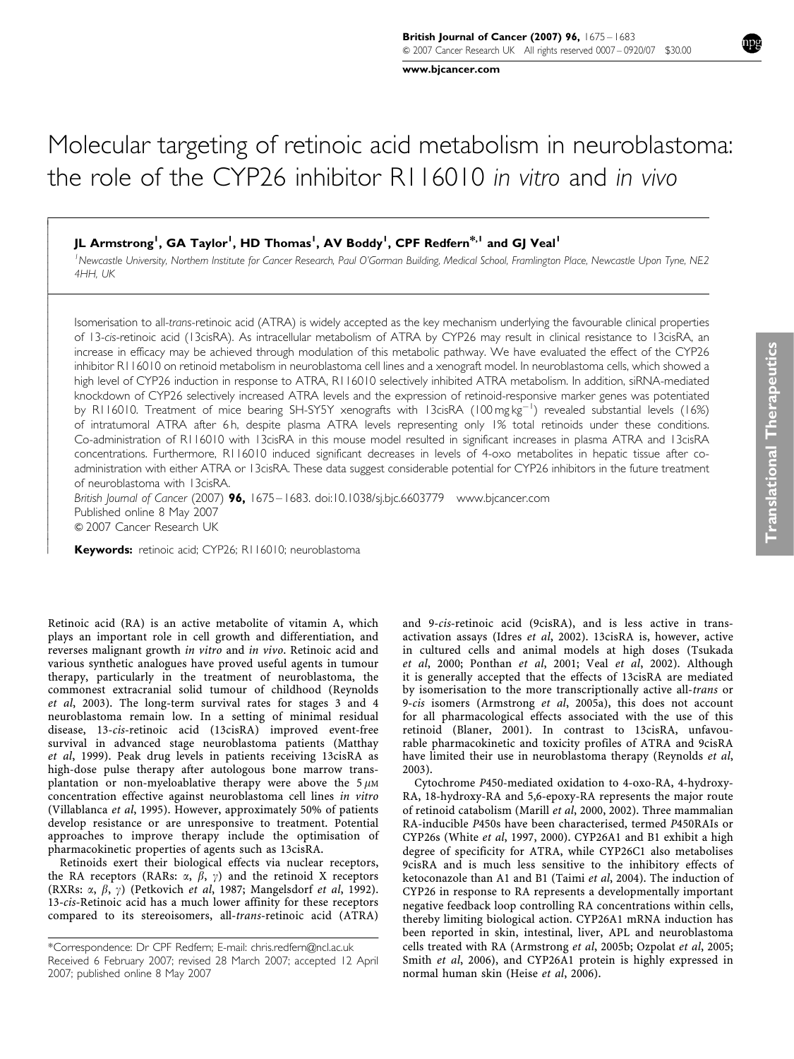# Molecular targeting of retinoic acid metabolism in neuroblastoma: the role of the CYP26 inhibitor R116010 *in vitro* and *in vivo*

**JL Armstrong[1], GA Taylor[1], HD Thomas[1], AV Boddy[1], CPF Redfern*[,1] and GJ Veal[1]**

[1]*Newcastle University, Northern Institute for Cancer Research, Paul O'Gorman Building, Medical School, Framlington Place, Newcastle Upon Tyne, NE2 4HH, UK*

Isomerisation to all-*trans*-retinoic acid (ATRA) is widely accepted as the key mechanism underlying the favourable clinical properties of 13-*cis*-retinoic acid (13cisRA). As intracellular metabolism of ATRA by CYP26 may result in clinical resistance to 13cisRA, an increase in efficacy may be achieved through modulation of this metabolic pathway. We have evaluated the effect of the CYP26 inhibitor R116010 on retinoid metabolism in neuroblastoma cell lines and a xenograft model. In neuroblastoma cells, which showed a high level of CYP26 induction in response to ATRA, R116010 selectively inhibited ATRA metabolism. In addition, siRNA-mediated knockdown of CYP26 selectively increased ATRA levels and the expression of retinoid-responsive marker genes was potentiated by R116010. Treatment of mice bearing SH-SY5Y xenografts with 13cisRA (100 mg kg$^{-1}$) revealed substantial levels (16%) of intratumoral ATRA after 6 h, despite plasma ATRA levels representing only 1% total retinoids under these conditions. Co-administration of R116010 with 13cisRA in this mouse model resulted in significant increases in plasma ATRA and 13cisRA concentrations. Furthermore, R116010 induced significant decreases in levels of 4-oxo metabolites in hepatic tissue after co-administration with either ATRA or 13cisRA. These data suggest considerable potential for CYP26 inhibitors in the future treatment of neuroblastoma with 13cisRA.

*British Journal of Cancer* (2007) **96,** 1675–1683. doi:10.1038/sj.bjc.6603779 www.bjcancer.com
Published online 8 May 2007
© 2007 Cancer Research UK

**Keywords:** retinoic acid; CYP26; R116010; neuroblastoma

Retinoic acid (RA) is an active metabolite of vitamin A, which plays an important role in cell growth and differentiation, and reverses malignant growth *in vitro* and *in vivo*. Retinoic acid and various synthetic analogues have proved useful agents in tumour therapy, particularly in the treatment of neuroblastoma, the commonest extracranial solid tumour of childhood (Reynolds *et al*, 2003). The long-term survival rates for stages 3 and 4 neuroblastoma remain low. In a setting of minimal residual disease, 13-*cis*-retinoic acid (13cisRA) improved event-free survival in advanced stage neuroblastoma patients (Matthay *et al*, 1999). Peak drug levels in patients receiving 13cisRA as high-dose pulse therapy after autologous bone marrow transplantation or non-myeloablative therapy were above the 5 $\mu$M concentration effective against neuroblastoma cell lines *in vitro* (Villablanca *et al*, 1995). However, approximately 50% of patients develop resistance or are unresponsive to treatment. Potential approaches to improve therapy include the optimisation of pharmacokinetic properties of agents such as 13cisRA.

Retinoids exert their biological effects via nuclear receptors, the RA receptors (RARs: $\alpha$, $\beta$, $\gamma$) and the retinoid X receptors (RXRs: $\alpha$, $\beta$, $\gamma$) (Petkovich *et al*, 1987; Mangelsdorf *et al*, 1992). 13-*cis*-Retinoic acid has a much lower affinity for these receptors compared to its stereoisomers, all-*trans*-retinoic acid (ATRA) and 9-*cis*-retinoic acid (9cisRA), and is less active in transactivation assays (Idres *et al*, 2002). 13cisRA is, however, active in cultured cells and animal models at high doses (Tsukada *et al*, 2000; Ponthan *et al*, 2001; Veal *et al*, 2002). Although it is generally accepted that the effects of 13cisRA are mediated by isomerisation to the more transcriptionally active all-*trans* or 9-*cis* isomers (Armstrong *et al*, 2005a), this does not account for all pharmacological effects associated with the use of this retinoid (Blaner, 2001). In contrast to 13cisRA, unfavourable pharmacokinetic and toxicity profiles of ATRA and 9cisRA have limited their use in neuroblastoma therapy (Reynolds *et al*, 2003).

Cytochrome *P*450-mediated oxidation to 4-oxo-RA, 4-hydroxy-RA, 18-hydroxy-RA and 5,6-epoxy-RA represents the major route of retinoid catabolism (Marill *et al*, 2000, 2002). Three mammalian RA-inducible *P*450s have been characterised, termed *P*450RAIs or CYP26s (White *et al*, 1997, 2000). CYP26A1 and B1 exhibit a high degree of specificity for ATRA, while CYP26C1 also metabolises 9cisRA and is much less sensitive to the inhibitory effects of ketoconazole than A1 and B1 (Taimi *et al*, 2004). The induction of CYP26 in response to RA represents a developmentally important negative feedback loop controlling RA concentrations within cells, thereby limiting biological action. CYP26A1 mRNA induction has been reported in skin, intestinal, liver, APL and neuroblastoma cells treated with RA (Armstrong *et al*, 2005b; Ozpolat *et al*, 2005; Smith *et al*, 2006), and CYP26A1 protein is highly expressed in normal human skin (Heise *et al*, 2006).

*Correspondence: Dr CPF Redfern; E-mail: chris.redfern@ncl.ac.uk
Received 6 February 2007; revised 28 March 2007; accepted 12 April 2007; published online 8 May 2007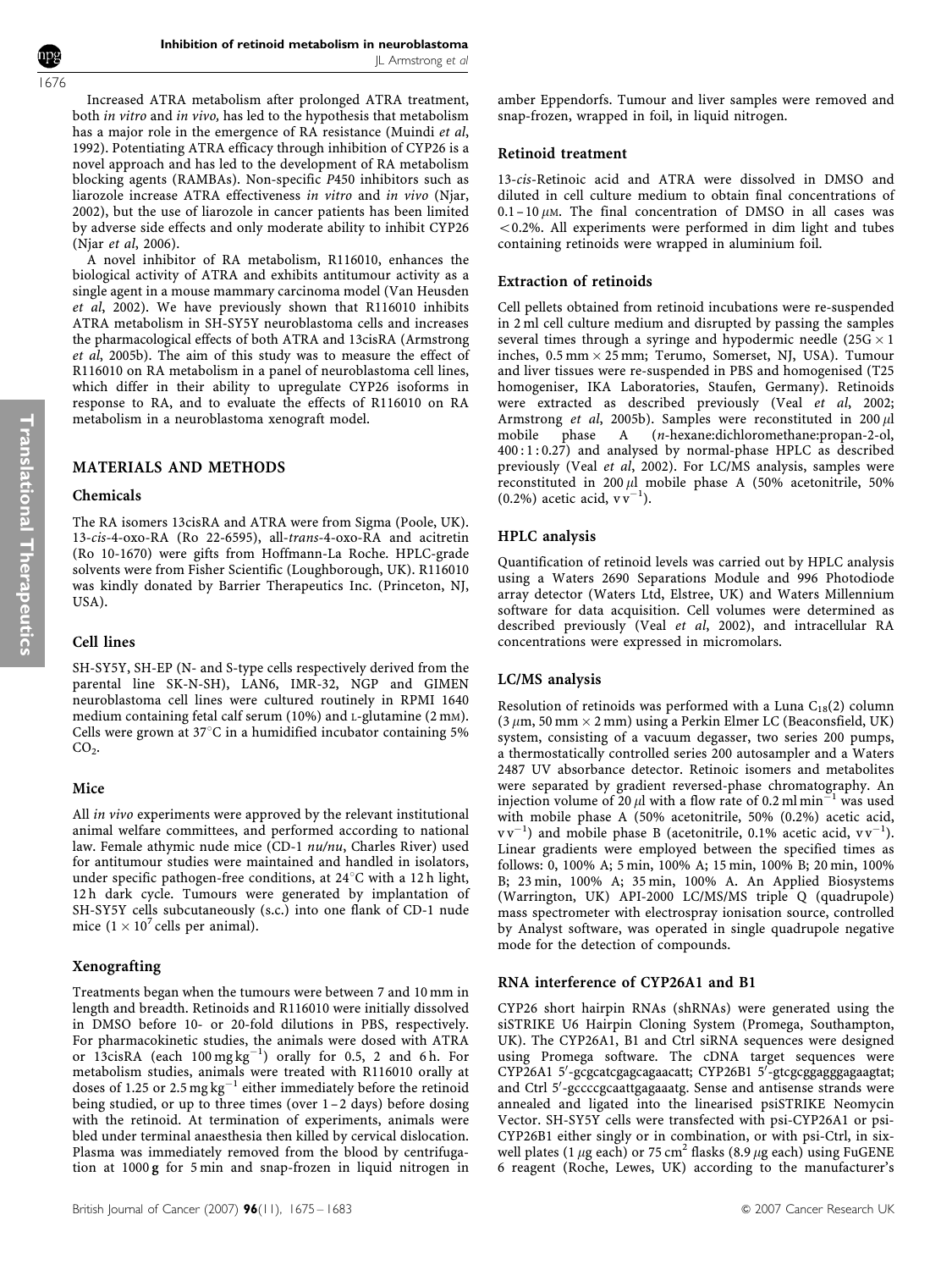Increased ATRA metabolism after prolonged ATRA treatment, both *in vitro* and *in vivo*, has led to the hypothesis that metabolism has a major role in the emergence of RA resistance (Muindi *et al*, 1992). Potentiating ATRA efficacy through inhibition of CYP26 is a novel approach and has led to the development of RA metabolism blocking agents (RAMBAs). Non-specific *P*450 inhibitors such as liarozole increase ATRA effectiveness *in vitro* and *in vivo* (Njar, 2002), but the use of liarozole in cancer patients has been limited by adverse side effects and only moderate ability to inhibit CYP26 (Njar *et al*, 2006).

A novel inhibitor of RA metabolism, R116010, enhances the biological activity of ATRA and exhibits antitumour activity as a single agent in a mouse mammary carcinoma model (Van Heusden *et al*, 2002). We have previously shown that R116010 inhibits ATRA metabolism in SH-SY5Y neuroblastoma cells and increases the pharmacological effects of both ATRA and 13cisRA (Armstrong *et al*, 2005b). The aim of this study was to measure the effect of R116010 on RA metabolism in a panel of neuroblastoma cell lines, which differ in their ability to upregulate CYP26 isoforms in response to RA, and to evaluate the effects of R116010 on RA metabolism in a neuroblastoma xenograft model.

## MATERIALS AND METHODS

### Chemicals

The RA isomers 13cisRA and ATRA were from Sigma (Poole, UK). 13-*cis*-4-oxo-RA (Ro 22-6595), all-*trans*-4-oxo-RA and acitretin (Ro 10-1670) were gifts from Hoffmann-La Roche. HPLC-grade solvents were from Fisher Scientific (Loughborough, UK). R116010 was kindly donated by Barrier Therapeutics Inc. (Princeton, NJ, USA).

### Cell lines

SH-SY5Y, SH-EP (N- and S-type cells respectively derived from the parental line SK-N-SH), LAN6, IMR-32, NGP and GIMEN neuroblastoma cell lines were cultured routinely in RPMI 1640 medium containing fetal calf serum (10%) and L-glutamine (2 mM). Cells were grown at 37°C in a humidified incubator containing 5% $CO_2$.

### Mice

All *in vivo* experiments were approved by the relevant institutional animal welfare committees, and performed according to national law. Female athymic nude mice (CD-1 *nu/nu*, Charles River) used for antitumour studies were maintained and handled in isolators, under specific pathogen-free conditions, at 24°C with a 12 h light, 12 h dark cycle. Tumours were generated by implantation of SH-SY5Y cells subcutaneously (s.c.) into one flank of CD-1 nude mice ($1 \times 10^7$ cells per animal).

### Xenografting

Treatments began when the tumours were between 7 and 10 mm in length and breadth. Retinoids and R116010 were initially dissolved in DMSO before 10- or 20-fold dilutions in PBS, respectively. For pharmacokinetic studies, the animals were dosed with ATRA or 13cisRA (each 100 mg kg$^{-1}$) orally for 0.5, 2 and 6 h. For metabolism studies, animals were treated with R116010 orally at doses of 1.25 or 2.5 mg kg$^{-1}$ either immediately before the retinoid being studied, or up to three times (over 1–2 days) before dosing with the retinoid. At termination of experiments, animals were bled under terminal anaesthesia then killed by cervical dislocation. Plasma was immediately removed from the blood by centrifugation at 1000 **g** for 5 min and snap-frozen in liquid nitrogen in amber Eppendorfs. Tumour and liver samples were removed and snap-frozen, wrapped in foil, in liquid nitrogen.

### Retinoid treatment

13-*cis*-Retinoic acid and ATRA were dissolved in DMSO and diluted in cell culture medium to obtain final concentrations of 0.1–10 $\mu$M. The final concentration of DMSO in all cases was <0.2%. All experiments were performed in dim light and tubes containing retinoids were wrapped in aluminium foil.

### Extraction of retinoids

Cell pellets obtained from retinoid incubations were re-suspended in 2 ml cell culture medium and disrupted by passing the samples several times through a syringe and hypodermic needle (25G × 1 inches, 0.5 mm × 25 mm; Terumo, Somerset, NJ, USA). Tumour and liver tissues were re-suspended in PBS and homogenised (T25 homogeniser, IKA Laboratories, Staufen, Germany). Retinoids were extracted as described previously (Veal *et al*, 2002; Armstrong *et al*, 2005b). Samples were reconstituted in 200 $\mu$l mobile phase A (*n*-hexane:dichloromethane:propan-2-ol, 400 : 1 : 0.27) and analysed by normal-phase HPLC as described previously (Veal *et al*, 2002). For LC/MS analysis, samples were reconstituted in 200 $\mu$l mobile phase A (50% acetonitrile, 50% (0.2%) acetic acid, v v$^{-1}$).

### HPLC analysis

Quantification of retinoid levels was carried out by HPLC analysis using a Waters 2690 Separations Module and 996 Photodiode array detector (Waters Ltd, Elstree, UK) and Waters Millennium software for data acquisition. Cell volumes were determined as described previously (Veal *et al*, 2002), and intracellular RA concentrations were expressed in micromolars.

### LC/MS analysis

Resolution of retinoids was performed with a Luna $C_{18}$(2) column (3 $\mu$m, 50 mm × 2 mm) using a Perkin Elmer LC (Beaconsfield, UK) system, consisting of a vacuum degasser, two series 200 pumps, a thermostatically controlled series 200 autosampler and a Waters 2487 UV absorbance detector. Retinoic isomers and metabolites were separated by gradient reversed-phase chromatography. An injection volume of 20 $\mu$l with a flow rate of 0.2 ml min$^{-1}$ was used with mobile phase A (50% acetonitrile, 50% (0.2%) acetic acid, v v$^{-1}$) and mobile phase B (acetonitrile, 0.1% acetic acid, v v$^{-1}$). Linear gradients were employed between the specified times as follows: 0, 100% A; 5 min, 100% A; 15 min, 100% B; 20 min, 100% B; 23 min, 100% A; 35 min, 100% A. An Applied Biosystems (Warrington, UK) API-2000 LC/MS/MS triple Q (quadrupole) mass spectrometer with electrospray ionisation source, controlled by Analyst software, was operated in single quadrupole negative mode for the detection of compounds.

### RNA interference of CYP26A1 and B1

CYP26 short hairpin RNAs (shRNAs) were generated using the siSTRIKE U6 Hairpin Cloning System (Promega, Southampton, UK). The CYP26A1, B1 and Ctrl siRNA sequences were designed using Promega software. The cDNA target sequences were CYP26A1 5′-gcgcatcgagcagaacatt; CYP26B1 5′-gtcgcggagggagaagtat; and Ctrl 5′-gccccgcaattgagaaatg. Sense and antisense strands were annealed and ligated into the linearised psiSTRIKE Neomycin Vector. SH-SY5Y cells were transfected with psi-CYP26A1 or psi-CYP26B1 either singly or in combination, or with psi-Ctrl, in six-well plates (1 $\mu$g each) or 75 cm$^2$ flasks (8.9 $\mu$g each) using FuGENE 6 reagent (Roche, Lewes, UK) according to the manufacturer's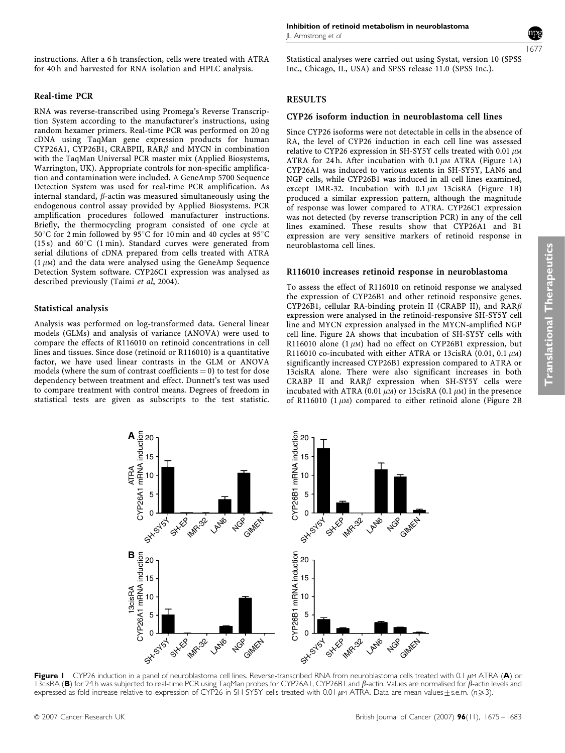instructions. After a 6 h transfection, cells were treated with ATRA for 40 h and harvested for RNA isolation and HPLC analysis.

### Real-time PCR

RNA was reverse-transcribed using Promega's Reverse Transcription System according to the manufacturer's instructions, using random hexamer primers. Real-time PCR was performed on 20 ng cDNA using TaqMan gene expression products for human CYP26A1, CYP26B1, CRABPII, RAR$\beta$ and MYCN in combination with the TaqMan Universal PCR master mix (Applied Biosystems, Warrington, UK). Appropriate controls for non-specific amplification and contamination were included. A GeneAmp 5700 Sequence Detection System was used for real-time PCR amplification. As internal standard, $\beta$-actin was measured simultaneously using the endogenous control assay provided by Applied Biosystems. PCR amplification procedures followed manufacturer instructions. Briefly, the thermocycling program consisted of one cycle at 50°C for 2 min followed by 95°C for 10 min and 40 cycles at 95°C (15 s) and 60°C (1 min). Standard curves were generated from serial dilutions of cDNA prepared from cells treated with ATRA (1 $\mu$M) and the data were analysed using the GeneAmp Sequence Detection System software. CYP26C1 expression was analysed as described previously (Taimi *et al*, 2004).

### Statistical analysis

Analysis was performed on log-transformed data. General linear models (GLMs) and analysis of variance (ANOVA) were used to compare the effects of R116010 on retinoid concentrations in cell lines and tissues. Since dose (retinoid or R116010) is a quantitative factor, we have used linear contrasts in the GLM or ANOVA models (where the sum of contrast coefficients = 0) to test for dose dependency between treatment and effect. Dunnett's test was used to compare treatment with control means. Degrees of freedom in statistical tests are given as subscripts to the test statistic. Statistical analyses were carried out using Systat, version 10 (SPSS Inc., Chicago, IL, USA) and SPSS release 11.0 (SPSS Inc.).

## RESULTS

### CYP26 isoform induction in neuroblastoma cell lines

Since CYP26 isoforms were not detectable in cells in the absence of RA, the level of CYP26 induction in each cell line was assessed relative to CYP26 expression in SH-SY5Y cells treated with 0.01 $\mu$M ATRA for 24 h. After incubation with 0.1 $\mu$M ATRA (Figure 1A) CYP26A1 was induced to various extents in SH-SY5Y, LAN6 and NGP cells, while CYP26B1 was induced in all cell lines examined, except IMR-32. Incubation with 0.1 $\mu$M 13cisRA (Figure 1B) produced a similar expression pattern, although the magnitude of response was lower compared to ATRA. CYP26C1 expression was not detected (by reverse transcription PCR) in any of the cell lines examined. These results show that CYP26A1 and B1 expression are very sensitive markers of retinoid response in neuroblastoma cell lines.

### R116010 increases retinoid response in neuroblastoma

To assess the effect of R116010 on retinoid response we analysed the expression of CYP26B1 and other retinoid responsive genes. CYP26B1, cellular RA-binding protein II (CRABP II), and RAR$\beta$ expression were analysed in the retinoid-responsive SH-SY5Y cell line and MYCN expression analysed in the MYCN-amplified NGP cell line. Figure 2A shows that incubation of SH-SY5Y cells with R116010 alone (1 $\mu$M) had no effect on CYP26B1 expression, but R116010 co-incubated with either ATRA or 13cisRA (0.01, 0.1 $\mu$M) significantly increased CYP26B1 expression compared to ATRA or 13cisRA alone. There were also significant increases in both CRABP II and RAR$\beta$ expression when SH-SY5Y cells were incubated with ATRA (0.01 $\mu$M) or 13cisRA (0.1 $\mu$M) in the presence of R116010 (1 $\mu$M) compared to either retinoid alone (Figure 2B

**Figure 1** CYP26 induction in a panel of neuroblastoma cell lines. Reverse-transcribed RNA from neuroblastoma cells treated with 0.1 $\mu$M ATRA (**A**) or 13cisRA (**B**) for 24 h was subjected to real-time PCR using TaqMan probes for CYP26A1, CYP26B1 and $\beta$-actin. Values are normalised for $\beta$-actin levels and expressed as fold increase relative to expression of CYP26 in SH-SY5Y cells treated with 0.01 $\mu$M ATRA. Data are mean values $\pm$ s.e.m. ($n \geqslant 3$).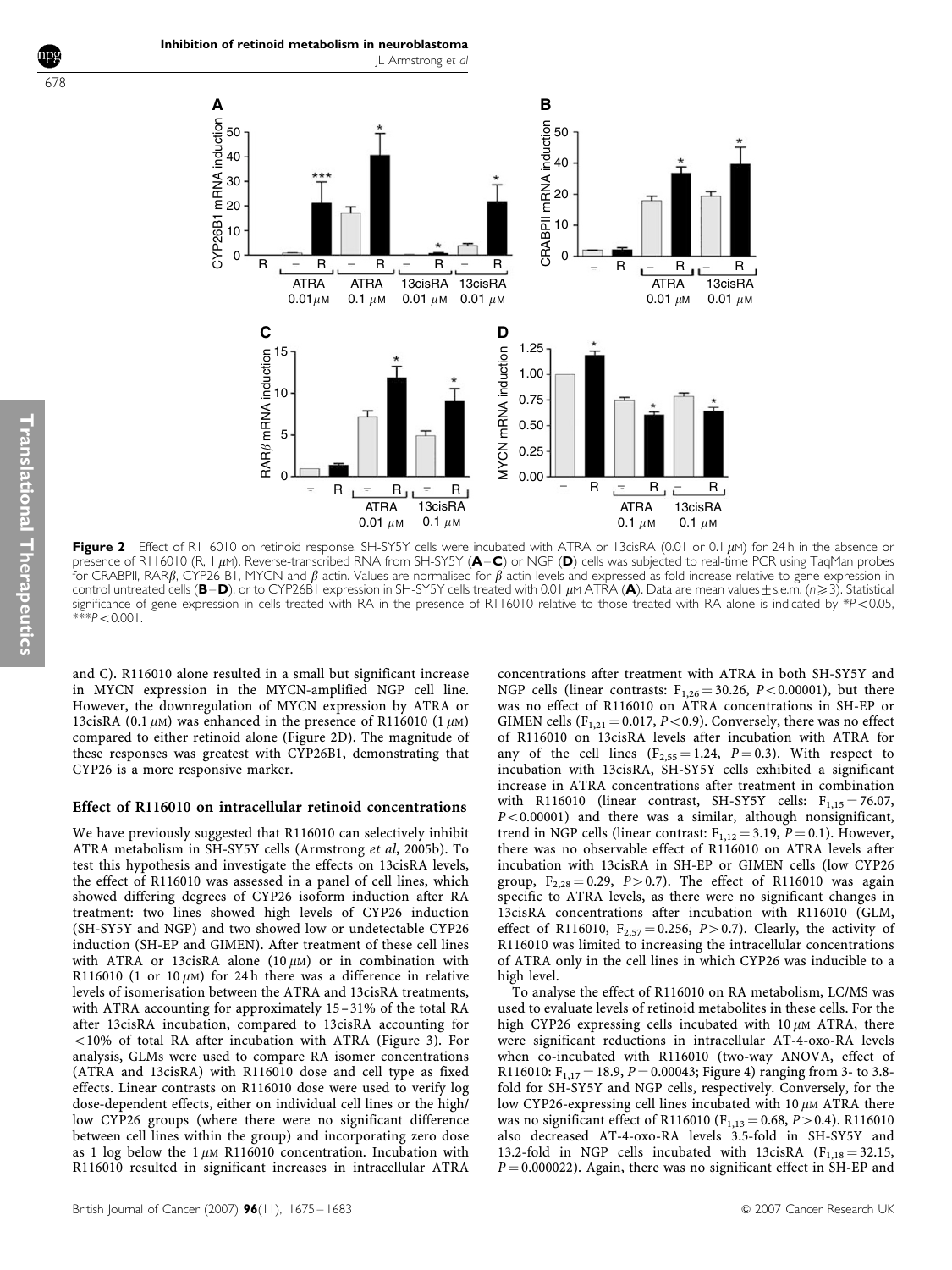**Figure 2** Effect of R116010 on retinoid response. SH-SY5Y cells were incubated with ATRA or 13cisRA (0.01 or 0.1 $\mu$M) for 24 h in the absence or presence of R116010 (R, 1 $\mu$M). Reverse-transcribed RNA from SH-SY5Y (**A**–**C**) or NGP (**D**) cells was subjected to real-time PCR using TaqMan probes for CRABPII, RAR$\beta$, CYP26 B1, MYCN and $\beta$-actin. Values are normalised for $\beta$-actin levels and expressed as fold increase relative to gene expression in control untreated cells (**B**–**D**), or to CYP26B1 expression in SH-SY5Y cells treated with 0.01 $\mu$M ATRA (**A**). Data are mean values ± s.e.m. ($n \geqslant 3$). Statistical significance of gene expression in cells treated with RA in the presence of R116010 relative to those treated with RA alone is indicated by \*$P<0.05$, \*\*\*$P<0.001$.

and C). R116010 alone resulted in a small but significant increase in MYCN expression in the MYCN-amplified NGP cell line. However, the downregulation of MYCN expression by ATRA or 13cisRA (0.1 $\mu$M) was enhanced in the presence of R116010 (1 $\mu$M) compared to either retinoid alone (Figure 2D). The magnitude of these responses was greatest with CYP26B1, demonstrating that CYP26 is a more responsive marker.

### Effect of R116010 on intracellular retinoid concentrations

We have previously suggested that R116010 can selectively inhibit ATRA metabolism in SH-SY5Y cells (Armstrong *et al*, 2005b). To test this hypothesis and investigate the effects on 13cisRA levels, the effect of R116010 was assessed in a panel of cell lines, which showed differing degrees of CYP26 isoform induction after RA treatment: two lines showed high levels of CYP26 induction (SH-SY5Y and NGP) and two showed low or undetectable CYP26 induction (SH-EP and GIMEN). After treatment of these cell lines with ATRA or 13cisRA alone (10 $\mu$M) or in combination with R116010 (1 or 10 $\mu$M) for 24 h there was a difference in relative levels of isomerisation between the ATRA and 13cisRA treatments, with ATRA accounting for approximately 15–31% of the total RA after 13cisRA incubation, compared to 13cisRA accounting for <10% of total RA after incubation with ATRA (Figure 3). For analysis, GLMs were used to compare RA isomer concentrations (ATRA and 13cisRA) with R116010 dose and cell type as fixed effects. Linear contrasts on R116010 dose were used to verify log dose-dependent effects, either on individual cell lines or the high/low CYP26 groups (where there were no significant difference between cell lines within the group) and incorporating zero dose as 1 log below the 1 $\mu$M R116010 concentration. Incubation with R116010 resulted in significant increases in intracellular ATRA concentrations after treatment with ATRA in both SH-SY5Y and NGP cells (linear contrasts: $F_{1,26}=30.26$, $P<0.00001$), but there was no effect of R116010 on ATRA concentrations in SH-EP or GIMEN cells ($F_{1,21}=0.017$, $P<0.9$). Conversely, there was no effect of R116010 on 13cisRA levels after incubation with ATRA for any of the cell lines ($F_{2,55}=1.24$, $P=0.3$). With respect to incubation with 13cisRA, SH-SY5Y cells exhibited a significant increase in ATRA concentrations after treatment in combination with R116010 (linear contrast, SH-SY5Y cells: $F_{1,15}=76.07$, $P<0.00001$) and there was a similar, although nonsignificant, trend in NGP cells (linear contrast: $F_{1,12}=3.19$, $P=0.1$). However, there was no observable effect of R116010 on ATRA levels after incubation with 13cisRA in SH-EP or GIMEN cells (low CYP26 group, $F_{2,28}=0.29$, $P>0.7$). The effect of R116010 was again specific to ATRA levels, as there were no significant changes in 13cisRA concentrations after incubation with R116010 (GLM, effect of R116010, $F_{2,57}=0.256$, $P>0.7$). Clearly, the activity of R116010 was limited to increasing the intracellular concentrations of ATRA only in the cell lines in which CYP26 was inducible to a high level.

To analyse the effect of R116010 on RA metabolism, LC/MS was used to evaluate levels of retinoid metabolites in these cells. For the high CYP26 expressing cells incubated with 10 $\mu$M ATRA, there were significant reductions in intracellular AT-4-oxo-RA levels when co-incubated with R116010 (two-way ANOVA, effect of R116010: $F_{1,17}=18.9$, $P=0.00043$; Figure 4) ranging from 3- to 3.8-fold for SH-SY5Y and NGP cells, respectively. Conversely, for the low CYP26-expressing cell lines incubated with 10 $\mu$M ATRA there was no significant effect of R116010 ($F_{1,13}=0.68$, $P>0.4$). R116010 also decreased AT-4-oxo-RA levels 3.5-fold in SH-SY5Y and 13.2-fold in NGP cells incubated with 13cisRA ($F_{1,18}=32.15$, $P=0.000022$). Again, there was no significant effect in SH-EP and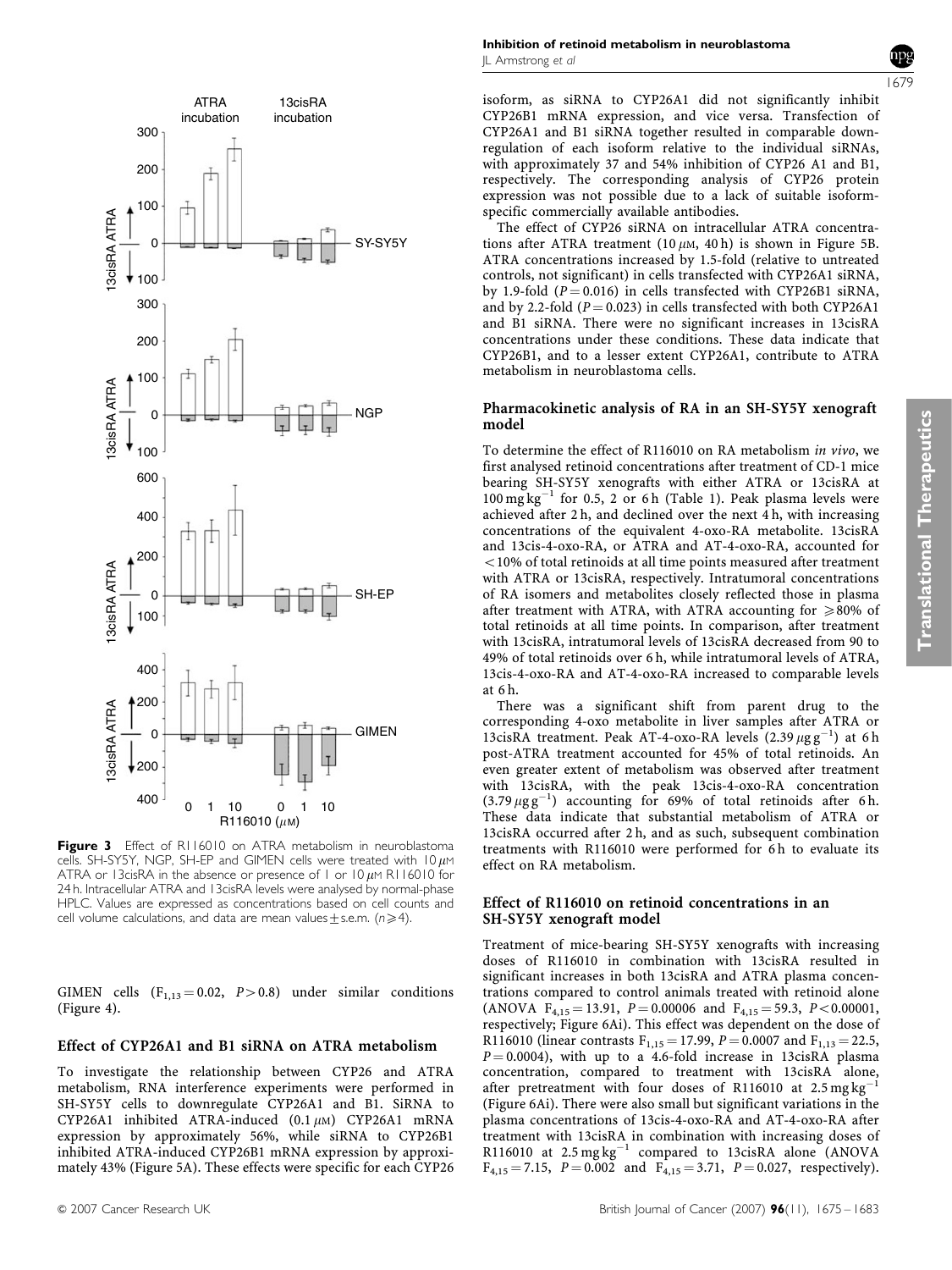Figure 3 Effect of R116010 on ATRA metabolism in neuroblastoma cells. SH-SY5Y, NGP, SH-EP and GIMEN cells were treated with 10 $\mu$M ATRA or 13cisRA in the absence or presence of 1 or 10 $\mu$M R116010 for 24 h. Intracellular ATRA and 13cisRA levels were analysed by normal-phase HPLC. Values are expressed as concentrations based on cell counts and cell volume calculations, and data are mean values $\pm$ s.e.m. ($n \geqslant 4$).

GIMEN cells ($F_{1,13} = 0.02$, $P > 0.8$) under similar conditions (Figure 4).

### Effect of CYP26A1 and B1 siRNA on ATRA metabolism

To investigate the relationship between CYP26 and ATRA metabolism, RNA interference experiments were performed in SH-SY5Y cells to downregulate CYP26A1 and B1. SiRNA to CYP26A1 inhibited ATRA-induced (0.1 $\mu$M) CYP26A1 mRNA expression by approximately 56%, while siRNA to CYP26B1 inhibited ATRA-induced CYP26B1 mRNA expression by approximately 43% (Figure 5A). These effects were specific for each CYP26 isoform, as siRNA to CYP26A1 did not significantly inhibit CYP26B1 mRNA expression, and vice versa. Transfection of CYP26A1 and B1 siRNA together resulted in comparable downregulation of each isoform relative to the individual siRNAs, with approximately 37 and 54% inhibition of CYP26 A1 and B1, respectively. The corresponding analysis of CYP26 protein expression was not possible due to a lack of suitable isoform-specific commercially available antibodies.

The effect of CYP26 siRNA on intracellular ATRA concentrations after ATRA treatment (10 $\mu$M, 40 h) is shown in Figure 5B. ATRA concentrations increased by 1.5-fold (relative to untreated controls, not significant) in cells transfected with CYP26A1 siRNA, by 1.9-fold ($P = 0.016$) in cells transfected with CYP26B1 siRNA, and by 2.2-fold ($P = 0.023$) in cells transfected with both CYP26A1 and B1 siRNA. There were no significant increases in 13cisRA concentrations under these conditions. These data indicate that CYP26B1, and to a lesser extent CYP26A1, contribute to ATRA metabolism in neuroblastoma cells.

### Pharmacokinetic analysis of RA in an SH-SY5Y xenograft model

To determine the effect of R116010 on RA metabolism *in vivo*, we first analysed retinoid concentrations after treatment of CD-1 mice bearing SH-SY5Y xenografts with either ATRA or 13cisRA at 100 mg kg$^{-1}$ for 0.5, 2 or 6 h (Table 1). Peak plasma levels were achieved after 2 h, and declined over the next 4 h, with increasing concentrations of the equivalent 4-oxo-RA metabolite. 13cisRA and 13cis-4-oxo-RA, or ATRA and AT-4-oxo-RA, accounted for <10% of total retinoids at all time points measured after treatment with ATRA or 13cisRA, respectively. Intratumoral concentrations of RA isomers and metabolites closely reflected those in plasma after treatment with ATRA, with ATRA accounting for $\geqslant$80% of total retinoids at all time points. In comparison, after treatment with 13cisRA, intratumoral levels of 13cisRA decreased from 90 to 49% of total retinoids over 6 h, while intratumoral levels of ATRA, 13cis-4-oxo-RA and AT-4-oxo-RA increased to comparable levels at 6 h.

There was a significant shift from parent drug to the corresponding 4-oxo metabolite in liver samples after ATRA or 13cisRA treatment. Peak AT-4-oxo-RA levels (2.39 $\mu$g g$^{-1}$) at 6 h post-ATRA treatment accounted for 45% of total retinoids. An even greater extent of metabolism was observed after treatment with 13cisRA, with the peak 13cis-4-oxo-RA concentration (3.79 $\mu$g g$^{-1}$) accounting for 69% of total retinoids after 6 h. These data indicate that substantial metabolism of ATRA or 13cisRA occurred after 2 h, and as such, subsequent combination treatments with R116010 were performed for 6 h to evaluate its effect on RA metabolism.

### Effect of R116010 on retinoid concentrations in an SH-SY5Y xenograft model

Treatment of mice-bearing SH-SY5Y xenografts with increasing doses of R116010 in combination with 13cisRA resulted in significant increases in both 13cisRA and ATRA plasma concentrations compared to control animals treated with retinoid alone (ANOVA $F_{4,15} = 13.91$, $P = 0.00006$ and $F_{4,15} = 59.3$, $P < 0.00001$, respectively; Figure 6Ai). This effect was dependent on the dose of R116010 (linear contrasts $F_{1,15} = 17.99$, $P = 0.0007$ and $F_{1,13} = 22.5$, $P = 0.0004$), with up to a 4.6-fold increase in 13cisRA plasma concentration, compared to treatment with 13cisRA alone, after pretreatment with four doses of R116010 at 2.5 mg kg$^{-1}$ (Figure 6Ai). There were also small but significant variations in the plasma concentrations of 13cis-4-oxo-RA and AT-4-oxo-RA after treatment with 13cisRA in combination with increasing doses of R116010 at 2.5 mg kg$^{-1}$ compared to 13cisRA alone (ANOVA $F_{4,15} = 7.15$, $P = 0.002$ and $F_{4,15} = 3.71$, $P = 0.027$, respectively).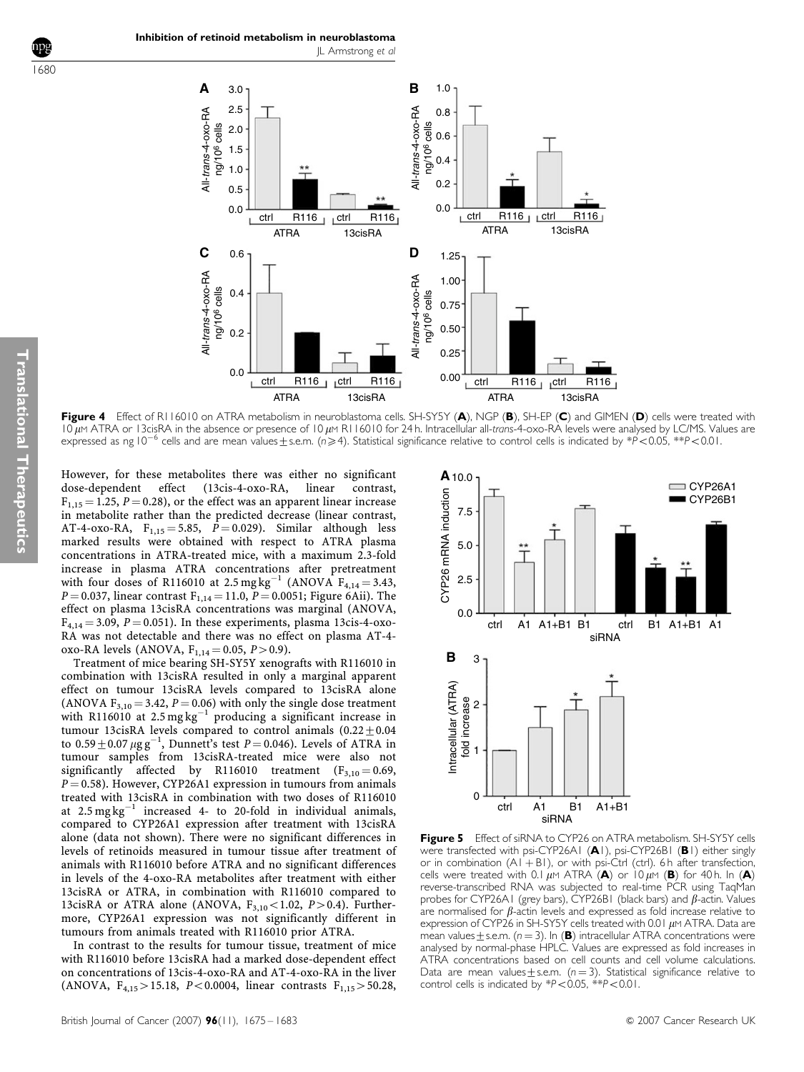**Figure 4** Effect of R116010 on ATRA metabolism in neuroblastoma cells. SH-SY5Y (**A**), NGP (**B**), SH-EP (**C**) and GIMEN (**D**) cells were treated with 10 $\mu$M ATRA or 13cisRA in the absence or presence of 10 $\mu$M R116010 for 24 h. Intracellular all-*trans*-4-oxo-RA levels were analysed by LC/MS. Values are expressed as ng $10^{-6}$ cells and are mean values ± s.e.m. ($n \geq 4$). Statistical significance relative to control cells is indicated by $^{*}P<0.05$, $^{**}P<0.01$.

However, for these metabolites there was either no significant dose-dependent effect (13cis-4-oxo-RA, linear contrast, $F_{1,15}=1.25$, $P=0.28$), or the effect was an apparent linear increase in metabolite rather than the predicted decrease (linear contrast, AT-4-oxo-RA, $F_{1,15}=5.85$, $P=0.029$). Similar although less marked results were obtained with respect to ATRA plasma concentrations in ATRA-treated mice, with a maximum 2.3-fold increase in plasma ATRA concentrations after pretreatment with four doses of R116010 at 2.5 mg kg$^{-1}$ (ANOVA $F_{4,14}=3.43$, $P=0.037$, linear contrast $F_{1,14}=11.0$, $P=0.0051$; Figure 6Aii). The effect on plasma 13cisRA concentrations was marginal (ANOVA, $F_{4,14}=3.09$, $P=0.051$). In these experiments, plasma 13cis-4-oxo-RA was not detectable and there was no effect on plasma AT-4-oxo-RA levels (ANOVA, $F_{1,14}=0.05$, $P>0.9$).

Treatment of mice bearing SH-SY5Y xenografts with R116010 in combination with 13cisRA resulted in only a marginal apparent effect on tumour 13cisRA levels compared to 13cisRA alone (ANOVA $F_{3,10}=3.42$, $P=0.06$) with only the single dose treatment with R116010 at 2.5 mg kg$^{-1}$ producing a significant increase in tumour 13cisRA levels compared to control animals ($0.22 \pm 0.04$ to $0.59 \pm 0.07\ \mu$g g$^{-1}$, Dunnett's test $P=0.046$). Levels of ATRA in tumour samples from 13cisRA-treated mice were also not significantly affected by R116010 treatment ($F_{3,10}=0.69$, $P=0.58$). However, CYP26A1 expression in tumours from animals treated with 13cisRA in combination with two doses of R116010 at 2.5 mg kg$^{-1}$ increased 4- to 20-fold in individual animals, compared to CYP26A1 expression after treatment with 13cisRA alone (data not shown). There were no significant differences in levels of retinoids measured in tumour tissue after treatment of animals with R116010 before ATRA and no significant differences in levels of the 4-oxo-RA metabolites after treatment with either 13cisRA or ATRA, in combination with R116010 compared to 13cisRA or ATRA alone (ANOVA, $F_{3,10}<1.02$, $P>0.4$). Furthermore, CYP26A1 expression was not significantly different in tumours from animals treated with R116010 prior ATRA.

In contrast to the results for tumour tissue, treatment of mice with R116010 before 13cisRA had a marked dose-dependent effect on concentrations of 13cis-4-oxo-RA and AT-4-oxo-RA in the liver (ANOVA, $F_{4,15}>15.18$, $P<0.0004$, linear contrasts $F_{1,15}>50.28$,

**Figure 5** Effect of siRNA to CYP26 on ATRA metabolism. SH-SY5Y cells were transfected with psi-CYP26A1 (**A1**), psi-CYP26B1 (**B1**) either singly or in combination (A1 + B1), or with psi-Ctrl (ctrl). 6 h after transfection, cells were treated with 0.1 $\mu$M ATRA (**A**) or 10 $\mu$M (**B**) for 40 h. In (**A**) reverse-transcribed RNA was subjected to real-time PCR using TaqMan probes for CYP26A1 (grey bars), CYP26B1 (black bars) and $\beta$-actin. Values are normalised for $\beta$-actin levels and expressed as fold increase relative to expression of CYP26 in SH-SY5Y cells treated with 0.01 $\mu$M ATRA. Data are mean values ± s.e.m. ($n=3$). In (**B**) intracellular ATRA concentrations were analysed by normal-phase HPLC. Values are expressed as fold increases in ATRA concentrations based on cell counts and cell volume calculations. Data are mean values ± s.e.m. ($n=3$). Statistical significance relative to control cells is indicated by $^{*}P<0.05$, $^{**}P<0.01$.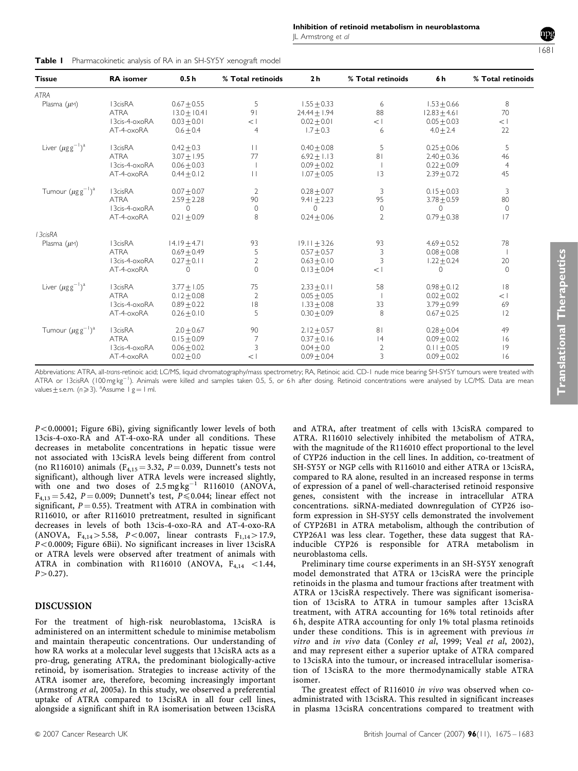**Table 1** Pharmacokinetic analysis of RA in an SH-SY5Y xenograft model

| Tissue | RA isomer | 0.5 h | % Total retinoids | 2 h | % Total retinoids | 6 h | % Total retinoids |
|---|---|---|---|---|---|---|---|
| *ATRA* | | | | | | | |
| Plasma (μM) | 13cisRA | 0.67±0.55 | 5 | 1.55±0.33 | 6 | 1.53±0.66 | 8 |
| | ATRA | 13.0±10.41 | 91 | 24.44±1.94 | 88 | 12.83±4.61 | 70 |
| | 13cis-4-oxoRA | 0.03±0.01 | <1 | 0.02±0.01 | <1 | 0.05±0.03 | <1 |
| | AT-4-oxoRA | 0.6±0.4 | 4 | 1.7±0.3 | 6 | 4.0±2.4 | 22 |
| Liver ($\mu g\, g^{-1}$)[a] | 13cisRA | 0.42±0.3 | 11 | 0.40±0.08 | 5 | 0.25±0.06 | 5 |
| | ATRA | 3.07±1.95 | 77 | 6.92±1.13 | 81 | 2.40±0.36 | 46 |
| | 13cis-4-oxoRA | 0.06±0.03 | 1 | 0.09±0.02 | 1 | 0.22±0.09 | 4 |
| | AT-4-oxoRA | 0.44±0.12 | 11 | 1.07±0.05 | 13 | 2.39±0.72 | 45 |
| Tumour ($\mu g\, g^{-1}$)[a] | 13cisRA | 0.07±0.07 | 2 | 0.28±0.07 | 3 | 0.15±0.03 | 3 |
| | ATRA | 2.59±2.28 | 90 | 9.41±2.23 | 95 | 3.78±0.59 | 80 |
| | 13cis-4-oxoRA | 0 | 0 | 0 | 0 | 0 | 0 |
| | AT-4-oxoRA | 0.21±0.09 | 8 | 0.24±0.06 | 2 | 0.79±0.38 | 17 |
| *13cisRA* | | | | | | | |
| Plasma (μM) | 13cisRA | 14.19±4.71 | 93 | 19.11±3.26 | 93 | 4.69±0.52 | 78 |
| | ATRA | 0.69±0.49 | 5 | 0.57±0.57 | 3 | 0.08±0.08 | 1 |
| | 13cis-4-oxoRA | 0.27±0.11 | 2 | 0.63±0.10 | 3 | 1.22±0.24 | 20 |
| | AT-4-oxoRA | 0 | 0 | 0.13±0.04 | <1 | 0 | 0 |
| Liver ($\mu g\, g^{-1}$)[a] | 13cisRA | 3.77±1.05 | 75 | 2.33±0.11 | 58 | 0.98±0.12 | 18 |
| | ATRA | 0.12±0.08 | 2 | 0.05±0.05 | 1 | 0.02±0.02 | <1 |
| | 13cis-4-oxoRA | 0.89±0.22 | 18 | 1.33±0.08 | 33 | 3.79±0.99 | 69 |
| | AT-4-oxoRA | 0.26±0.10 | 5 | 0.30±0.09 | 8 | 0.67±0.25 | 12 |
| Tumour ($\mu g\, g^{-1}$)[a] | 13cisRA | 2.0±0.67 | 90 | 2.12±0.57 | 81 | 0.28±0.04 | 49 |
| | ATRA | 0.15±0.09 | 7 | 0.37±0.16 | 14 | 0.09±0.02 | 16 |
| | 13cis-4-oxoRA | 0.06±0.02 | 3 | 0.04±0.0 | 2 | 0.11±0.05 | 19 |
| | AT-4-oxoRA | 0.02±0.0 | <1 | 0.09±0.04 | 3 | 0.09±0.02 | 16 |

Abbreviations: ATRA, all-*trans*-retinoic acid; LC/MS, liquid chromatography/mass spectrometry; RA, Retinoic acid. CD-1 nude mice bearing SH-SY5Y tumours were treated with ATRA or 13cisRA (100 mg kg$^{-1}$). Animals were killed and samples taken 0.5, 5, or 6 h after dosing. Retinoid concentrations were analysed by LC/MS. Data are mean values ± s.e.m. ($n \geq 3$). [a]Assume 1 g = 1 ml.

$P < 0.00001$; Figure 6Bi), giving significantly lower levels of both 13cis-4-oxo-RA and AT-4-oxo-RA under all conditions. These decreases in metabolite concentrations in hepatic tissue were not associated with 13cisRA levels being different from control (no R116010) animals ($F_{4,15} = 3.32$, $P = 0.039$, Dunnett's tests not significant), although liver ATRA levels were increased slightly, with one and two doses of 2.5 mg kg$^{-1}$ R116010 (ANOVA, $F_{4,13} = 5.42$, $P = 0.009$; Dunnett's test, $P \leq 0.044$; linear effect not significant, $P = 0.55$). Treatment with ATRA in combination with R116010, or after R116010 pretreatment, resulted in significant decreases in levels of both 13cis-4-oxo-RA and AT-4-oxo-RA (ANOVA, $F_{4,14} > 5.58$, $P < 0.007$, linear contrasts $F_{1,14} > 17.9$, $P < 0.0009$; Figure 6Bii). No significant increases in liver 13cisRA or ATRA levels were observed after treatment of animals with ATRA in combination with R116010 (ANOVA, $F_{4,14} < 1.44$, $P > 0.27$).

## DISCUSSION

For the treatment of high-risk neuroblastoma, 13cisRA is administered on an intermittent schedule to minimise metabolism and maintain therapeutic concentrations. Our understanding of how RA works at a molecular level suggests that 13cisRA acts as a pro-drug, generating ATRA, the predominant biologically-active retinoid, by isomerisation. Strategies to increase activity of the ATRA isomer are, therefore, becoming increasingly important (Armstrong *et al*, 2005a). In this study, we observed a preferential uptake of ATRA compared to 13cisRA in all four cell lines, alongside a significant shift in RA isomerisation between 13cisRA and ATRA, after treatment of cells with 13cisRA compared to ATRA. R116010 selectively inhibited the metabolism of ATRA, with the magnitude of the R116010 effect proportional to the level of CYP26 induction in the cell lines. In addition, co-treatment of SH-SY5Y or NGP cells with R116010 and either ATRA or 13cisRA, compared to RA alone, resulted in an increased response in terms of expression of a panel of well-characterised retinoid responsive genes, consistent with the increase in intracellular ATRA concentrations. siRNA-mediated downregulation of CYP26 isoform expression in SH-SY5Y cells demonstrated the involvement of CYP26B1 in ATRA metabolism, although the contribution of CYP26A1 was less clear. Together, these data suggest that RA-inducible CYP26 is responsible for ATRA metabolism in neuroblastoma cells.

Preliminary time course experiments in an SH-SY5Y xenograft model demonstrated that ATRA or 13cisRA were the principle retinoids in the plasma and tumour fractions after treatment with ATRA or 13cisRA respectively. There was significant isomerisation of 13cisRA to ATRA in tumour samples after 13cisRA treatment, with ATRA accounting for 16% total retinoids after 6 h, despite ATRA accounting for only 1% total plasma retinoids under these conditions. This is in agreement with previous *in vitro* and *in vivo* data (Conley *et al*, 1999; Veal *et al*, 2002), and may represent either a superior uptake of ATRA compared to 13cisRA into the tumour, or increased intracellular isomerisation of 13cisRA to the more thermodynamically stable ATRA isomer.

The greatest effect of R116010 *in vivo* was observed when co-administrated with 13cisRA. This resulted in significant increases in plasma 13cisRA concentrations compared to treatment with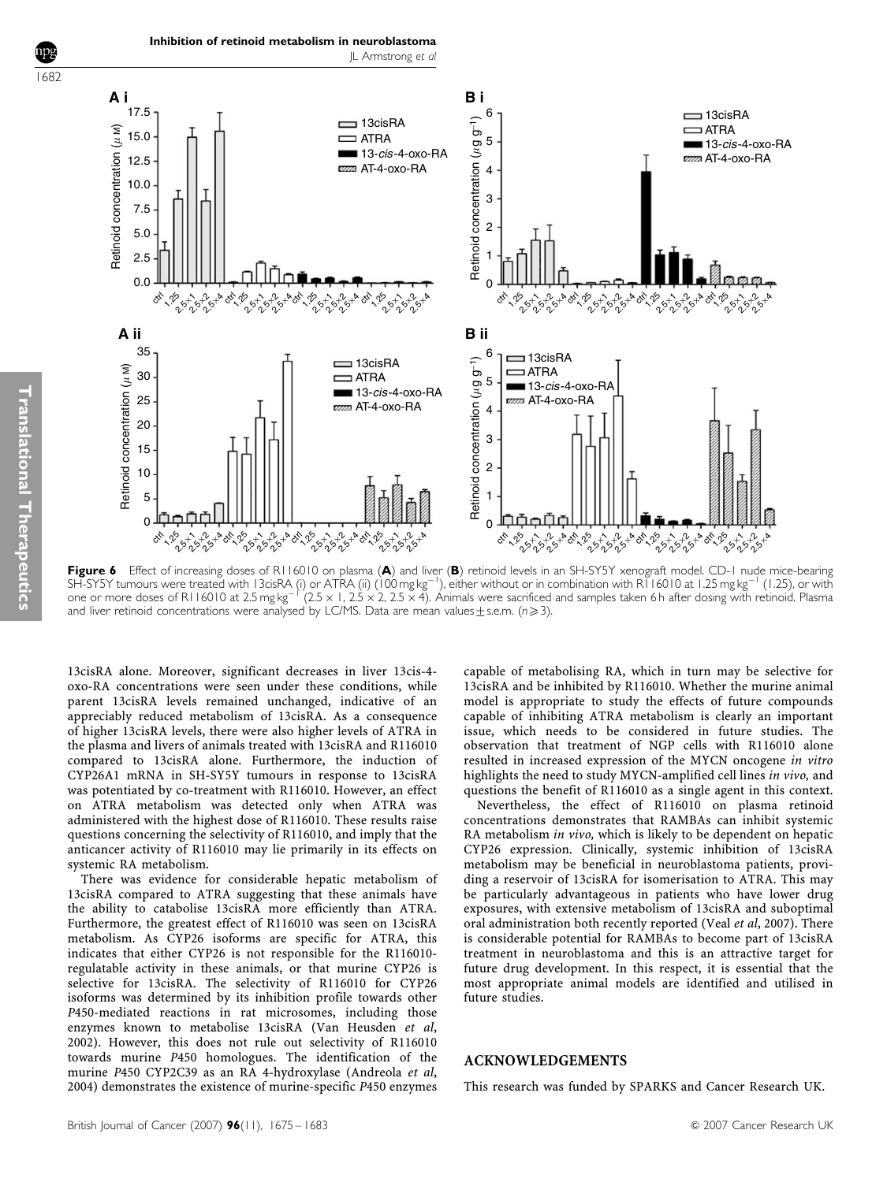**Figure 6** Effect of increasing doses of R116010 on plasma (**A**) and liver (**B**) retinoid levels in an SH-SY5Y xenograft model. CD-1 nude mice-bearing SH-SY5Y tumours were treated with 13cisRA (i) or ATRA (ii) (100 mg kg$^{-1}$), either without or in combination with R116010 at 1.25 mg kg$^{-1}$ (1.25), or with one or more doses of R116010 at 2.5 mg kg$^{-1}$ (2.5 × 1, 2.5 × 2, 2.5 × 4). Animals were sacrificed and samples taken 6 h after dosing with retinoid. Plasma and liver retinoid concentrations were analysed by LC/MS. Data are mean values ± s.e.m. ($n \geqslant 3$).

13cisRA alone. Moreover, significant decreases in liver 13cis-4-oxo-RA concentrations were seen under these conditions, while parent 13cisRA levels remained unchanged, indicative of an appreciably reduced metabolism of 13cisRA. As a consequence of higher 13cisRA levels, there were also higher levels of ATRA in the plasma and livers of animals treated with 13cisRA and R116010 compared to 13cisRA alone. Furthermore, the induction of CYP26A1 mRNA in SH-SY5Y tumours in response to 13cisRA was potentiated by co-treatment with R116010. However, an effect on ATRA metabolism was detected only when ATRA was administered with the highest dose of R116010. These results raise questions concerning the selectivity of R116010, and imply that the anticancer activity of R116010 may lie primarily in its effects on systemic RA metabolism.

There was evidence for considerable hepatic metabolism of 13cisRA compared to ATRA suggesting that these animals have the ability to catabolise 13cisRA more efficiently than ATRA. Furthermore, the greatest effect of R116010 was seen on 13cisRA metabolism. As CYP26 isoforms are specific for ATRA, this indicates that either CYP26 is not responsible for the R116010-regulatable activity in these animals, or that murine CYP26 is selective for 13cisRA. The selectivity of R116010 for CYP26 isoforms was determined by its inhibition profile towards other *P*450-mediated reactions in rat microsomes, including those enzymes known to metabolise 13cisRA (Van Heusden *et al*, 2002). However, this does not rule out selectivity of R116010 towards murine *P*450 homologues. The identification of the murine *P*450 CYP2C39 as an RA 4-hydroxylase (Andreola *et al*, 2004) demonstrates the existence of murine-specific *P*450 enzymes capable of metabolising RA, which in turn may be selective for 13cisRA and be inhibited by R116010. Whether the murine animal model is appropriate to study the effects of future compounds capable of inhibiting ATRA metabolism is clearly an important issue, which needs to be considered in future studies. The observation that treatment of NGP cells with R116010 alone resulted in increased expression of the MYCN oncogene *in vitro* highlights the need to study MYCN-amplified cell lines *in vivo,* and questions the benefit of R116010 as a single agent in this context.

Nevertheless, the effect of R116010 on plasma retinoid concentrations demonstrates that RAMBAs can inhibit systemic RA metabolism *in vivo,* which is likely to be dependent on hepatic CYP26 expression. Clinically, systemic inhibition of 13cisRA metabolism may be beneficial in neuroblastoma patients, providing a reservoir of 13cisRA for isomerisation to ATRA. This may be particularly advantageous in patients who have lower drug exposures, with extensive metabolism of 13cisRA and suboptimal oral administration both recently reported (Veal *et al*, 2007). There is considerable potential for RAMBAs to become part of 13cisRA treatment in neuroblastoma and this is an attractive target for future drug development. In this respect, it is essential that the most appropriate animal models are identified and utilised in future studies.

## ACKNOWLEDGEMENTS

This research was funded by SPARKS and Cancer Research UK.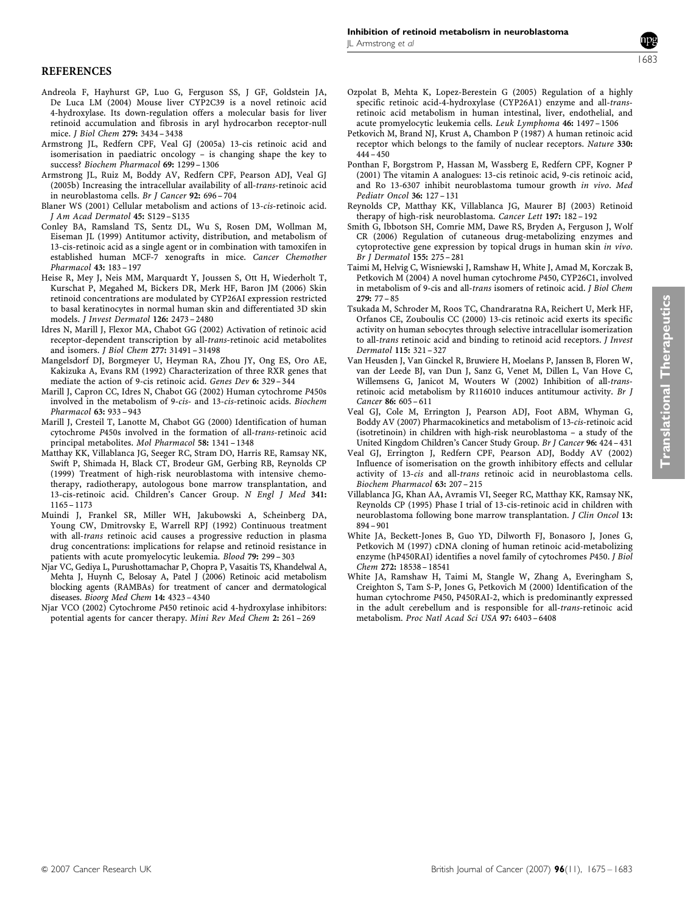## REFERENCES

Andreola F, Hayhurst GP, Luo G, Ferguson SS, J GF, Goldstein JA, De Luca LM (2004) Mouse liver CYP2C39 is a novel retinoic acid 4-hydroxylase. Its down-regulation offers a molecular basis for liver retinoid accumulation and fibrosis in aryl hydrocarbon receptor-null mice. *J Biol Chem* **279:** 3434 – 3438

Armstrong JL, Redfern CPF, Veal GJ (2005a) 13-cis retinoic acid and isomerisation in paediatric oncology – is changing shape the key to success? *Biochem Pharmacol* **69:** 1299 – 1306

Armstrong JL, Ruiz M, Boddy AV, Redfern CPF, Pearson ADJ, Veal GJ (2005b) Increasing the intracellular availability of all-*trans*-retinoic acid in neuroblastoma cells. *Br J Cancer* **92:** 696 – 704

Blaner WS (2001) Cellular metabolism and actions of 13-*cis*-retinoic acid. *J Am Acad Dermatol* **45:** S129 – S135

Conley BA, Ramsland TS, Sentz DL, Wu S, Rosen DM, Wollman M, Eiseman JL (1999) Antitumor activity, distribution, and metabolism of 13-cis-retinoic acid as a single agent or in combination with tamoxifen in established human MCF-7 xenografts in mice. *Cancer Chemother Pharmacol* **43:** 183 – 197

Heise R, Mey J, Neis MM, Marquardt Y, Joussen S, Ott H, Wiederholt T, Kurschat P, Megahed M, Bickers DR, Merk HF, Baron JM (2006) Skin retinoid concentrations are modulated by CYP26AI expression restricted to basal keratinocytes in normal human skin and differentiated 3D skin models. *J Invest Dermatol* **126:** 2473 – 2480

Idres N, Marill J, Flexor MA, Chabot GG (2002) Activation of retinoic acid receptor-dependent transcription by all-*trans*-retinoic acid metabolites and isomers. *J Biol Chem* **277:** 31491 – 31498

Mangelsdorf DJ, Borgmeyer U, Heyman RA, Zhou JY, Ong ES, Oro AE, Kakizuka A, Evans RM (1992) Characterization of three RXR genes that mediate the action of 9-cis retinoic acid. *Genes Dev* **6:** 329 – 344

Marill J, Capron CC, Idres N, Chabot GG (2002) Human cytochrome *P*450s involved in the metabolism of 9-*cis*- and 13-*cis*-retinoic acids. *Biochem Pharmacol* **63:** 933 – 943

Marill J, Cresteil T, Lanotte M, Chabot GG (2000) Identification of human cytochrome *P*450s involved in the formation of all-*trans*-retinoic acid principal metabolites. *Mol Pharmacol* **58:** 1341 – 1348

Matthay KK, Villablanca JG, Seeger RC, Stram DO, Harris RE, Ramsay NK, Swift P, Shimada H, Black CT, Brodeur GM, Gerbing RB, Reynolds CP (1999) Treatment of high-risk neuroblastoma with intensive chemotherapy, radiotherapy, autologous bone marrow transplantation, and 13-cis-retinoic acid. Children's Cancer Group. *N Engl J Med* **341:** 1165 – 1173

Muindi J, Frankel SR, Miller WH, Jakubowski A, Scheinberg DA, Young CW, Dmitrovsky E, Warrell RPJ (1992) Continuous treatment with all-*trans* retinoic acid causes a progressive reduction in plasma drug concentrations: implications for relapse and retinoid resistance in patients with acute promyelocytic leukemia. *Blood* **79:** 299 – 303

Njar VC, Gediya L, Purushottamachar P, Chopra P, Vasaitis TS, Khandelwal A, Mehta J, Huynh C, Belosay A, Patel J (2006) Retinoic acid metabolism blocking agents (RAMBAs) for treatment of cancer and dermatological diseases. *Bioorg Med Chem* **14:** 4323 – 4340

Njar VCO (2002) Cytochrome *P*450 retinoic acid 4-hydroxylase inhibitors: potential agents for cancer therapy. *Mini Rev Med Chem* **2:** 261 – 269

Ozpolat B, Mehta K, Lopez-Berestein G (2005) Regulation of a highly specific retinoic acid-4-hydroxylase (CYP26A1) enzyme and all-*trans*-retinoic acid metabolism in human intestinal, liver, endothelial, and acute promyelocytic leukemia cells. *Leuk Lymphoma* **46:** 1497 – 1506

Petkovich M, Brand NJ, Krust A, Chambon P (1987) A human retinoic acid receptor which belongs to the family of nuclear receptors. *Nature* **330:** 444 – 450

Ponthan F, Borgstrom P, Hassan M, Wassberg E, Redfern CPF, Kogner P (2001) The vitamin A analogues: 13-cis retinoic acid, 9-cis retinoic acid, and Ro 13-6307 inhibit neuroblastoma tumour growth *in vivo*. *Med Pediatr Oncol* **36:** 127 – 131

Reynolds CP, Matthay KK, Villablanca JG, Maurer BJ (2003) Retinoid therapy of high-risk neuroblastoma. *Cancer Lett* **197:** 182 – 192

Smith G, Ibbotson SH, Comrie MM, Dawe RS, Bryden A, Ferguson J, Wolf CR (2006) Regulation of cutaneous drug-metabolizing enzymes and cytoprotective gene expression by topical drugs in human skin *in vivo*. *Br J Dermatol* **155:** 275 – 281

Taimi M, Helvig C, Wisniewski J, Ramshaw H, White J, Amad M, Korczak B, Petkovich M (2004) A novel human cytochrome *P*450, CYP26C1, involved in metabolism of 9-cis and all-*trans* isomers of retinoic acid. *J Biol Chem* **279:** 77 – 85

Tsukada M, Schroder M, Roos TC, Chandraratna RA, Reichert U, Merk HF, Orfanos CE, Zouboulis CC (2000) 13-cis retinoic acid exerts its specific activity on human sebocytes through selective intracellular isomerization to all-*trans* retinoic acid and binding to retinoid acid receptors. *J Invest Dermatol* **115:** 321 – 327

Van Heusden J, Van Ginckel R, Bruwiere H, Moelans P, Janssen B, Floren W, van der Leede BJ, van Dun J, Sanz G, Venet M, Dillen L, Van Hove C, Willemsens G, Janicot M, Wouters W (2002) Inhibition of all-*trans*-retinoic acid metabolism by R116010 induces antitumour activity. *Br J Cancer* **86:** 605 – 611

Veal GJ, Cole M, Errington J, Pearson ADJ, Foot ABM, Whyman G, Boddy AV (2007) Pharmacokinetics and metabolism of 13-*cis*-retinoic acid (isotretinoin) in children with high-risk neuroblastoma – a study of the United Kingdom Children's Cancer Study Group. *Br J Cancer* **96:** 424 – 431

Veal GJ, Errington J, Redfern CPF, Pearson ADJ, Boddy AV (2002) Influence of isomerisation on the growth inhibitory effects and cellular activity of 13-*cis* and all-*trans* retinoic acid in neuroblastoma cells. *Biochem Pharmacol* **63:** 207 – 215

Villablanca JG, Khan AA, Avramis VI, Seeger RC, Matthay KK, Ramsay NK, Reynolds CP (1995) Phase I trial of 13-cis-retinoic acid in children with neuroblastoma following bone marrow transplantation. *J Clin Oncol* **13:** 894 – 901

White JA, Beckett-Jones B, Guo YD, Dilworth FJ, Bonasoro J, Jones G, Petkovich M (1997) cDNA cloning of human retinoic acid-metabolizing enzyme (hP450RAI) identifies a novel family of cytochromes *P*450. *J Biol Chem* **272:** 18538 – 18541

White JA, Ramshaw H, Taimi M, Stangle W, Zhang A, Everingham S, Creighton S, Tam S-P, Jones G, Petkovich M (2000) Identification of the human cytochrome *P*450, P450RAI-2, which is predominantly expressed in the adult cerebellum and is responsible for all-*trans*-retinoic acid metabolism. *Proc Natl Acad Sci USA* **97:** 6403 – 6408